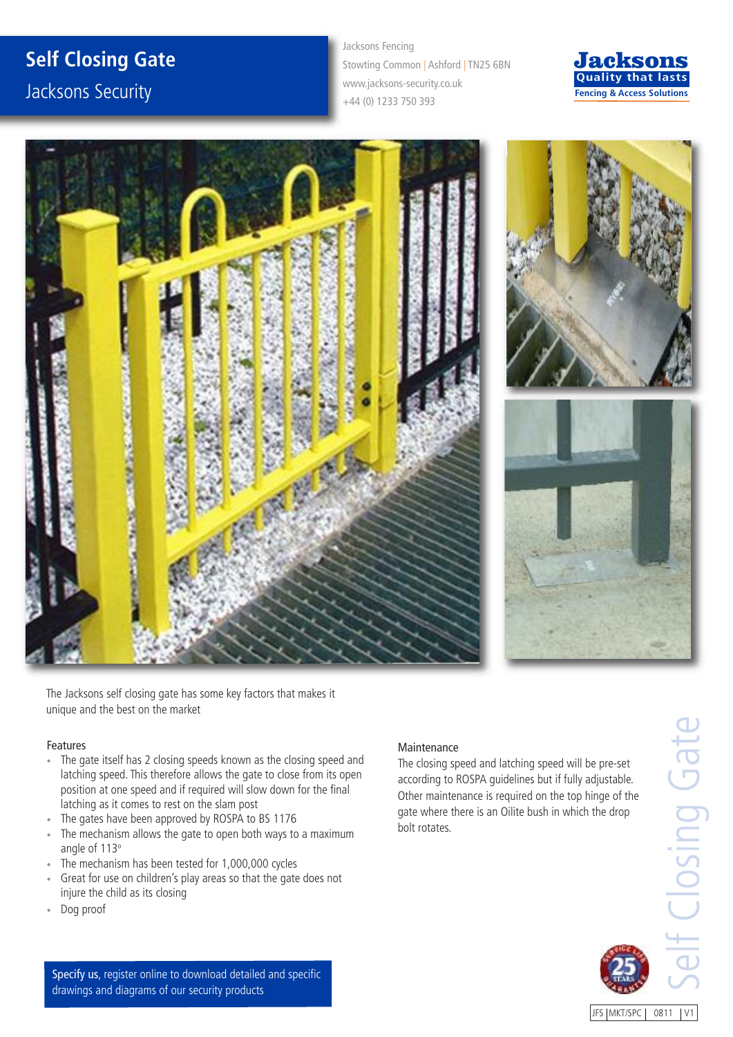# Self Closing Gate

## Jacksons Security

Jacksons Fencing
Stowting Common | Ashford | TN25 6BN
www.jacksons-security.co.uk
+44 (0) 1233 750 393

Jacksons
Quality that lasts
Fencing & Access Solutions

The Jacksons self closing gate has some key factors that makes it unique and the best on the market

### Features

- The gate itself has 2 closing speeds known as the closing speed and latching speed. This therefore allows the gate to close from its open position at one speed and if required will slow down for the final latching as it comes to rest on the slam post
- The gates have been approved by ROSPA to BS 1176
- The mechanism allows the gate to open both ways to a maximum angle of 113°
- The mechanism has been tested for 1,000,000 cycles
- Great for use on children's play areas so that the gate does not injure the child as its closing
- Dog proof

### Maintenance

The closing speed and latching speed will be pre-set according to ROSPA guidelines but if fully adjustable. Other maintenance is required on the top hinge of the gate where there is an Oilite bush in which the drop bolt rotates.

**Specify us,** register online to download detailed and specific drawings and diagrams of our security products

Self Closing Gate

JFS | MKT/SPC | 0811 | V1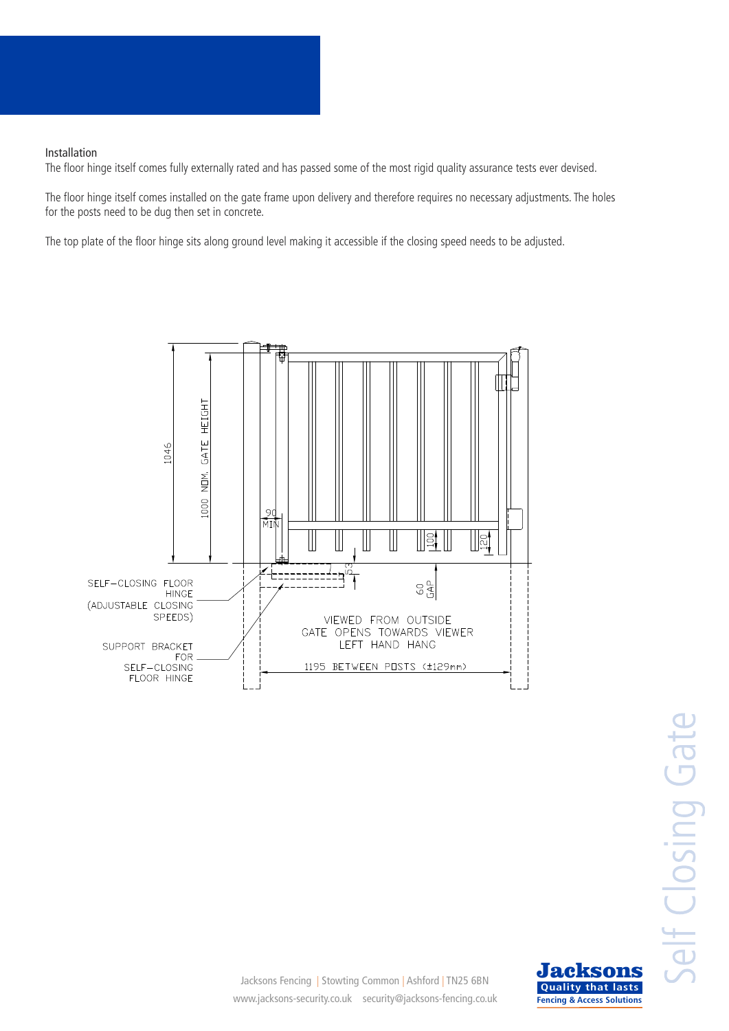Installation

The floor hinge itself comes fully externally rated and has passed some of the most rigid quality assurance tests ever devised.

The floor hinge itself comes installed on the gate frame upon delivery and therefore requires no necessary adjustments. The holes for the posts need to be dug then set in concrete.

The top plate of the floor hinge sits along ground level making it accessible if the closing speed needs to be adjusted.

1046

1000 NOM. GATE HEIGHT

90 MIN

100

120

53

60 GAP

SELF–CLOSING FLOOR HINGE (ADJUSTABLE CLOSING SPEEDS)

SUPPORT BRACKET FOR SELF–CLOSING FLOOR HINGE

VIEWED FROM OUTSIDE
GATE OPENS TOWARDS VIEWER
LEFT HAND HANG

1195 BETWEEN POSTS (±129mm)

Self Closing Gate